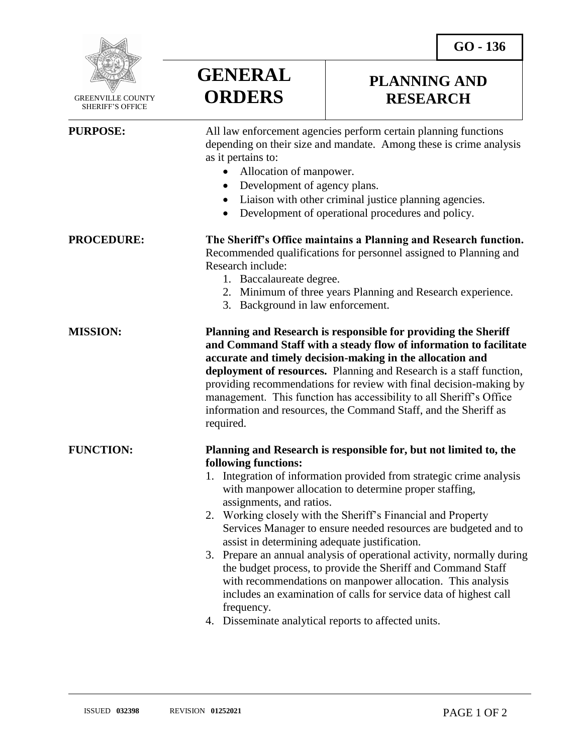GO - 136

GREENVILLE COUNTY SHERIFF'S OFFICE

# GENERAL ORDERS

# PLANNING AND RESEARCH

**PURPOSE:**

All law enforcement agencies perform certain planning functions depending on their size and mandate. Among these is crime analysis as it pertains to:

- Allocation of manpower.
- Development of agency plans.
- Liaison with other criminal justice planning agencies.
- Development of operational procedures and policy.

**PROCEDURE:**

**The Sheriff's Office maintains a Planning and Research function.** Recommended qualifications for personnel assigned to Planning and Research include:

1. Baccalaureate degree.
2. Minimum of three years Planning and Research experience.
3. Background in law enforcement.

**MISSION:**

**Planning and Research is responsible for providing the Sheriff and Command Staff with a steady flow of information to facilitate accurate and timely decision-making in the allocation and deployment of resources.** Planning and Research is a staff function, providing recommendations for review with final decision-making by management. This function has accessibility to all Sheriff's Office information and resources, the Command Staff, and the Sheriff as required.

**FUNCTION:**

**Planning and Research is responsible for, but not limited to, the following functions:**

1. Integration of information provided from strategic crime analysis with manpower allocation to determine proper staffing, assignments, and ratios.
2. Working closely with the Sheriff's Financial and Property Services Manager to ensure needed resources are budgeted and to assist in determining adequate justification.
3. Prepare an annual analysis of operational activity, normally during the budget process, to provide the Sheriff and Command Staff with recommendations on manpower allocation. This analysis includes an examination of calls for service data of highest call frequency.
4. Disseminate analytical reports to affected units.

ISSUED **032398** REVISION **01252021**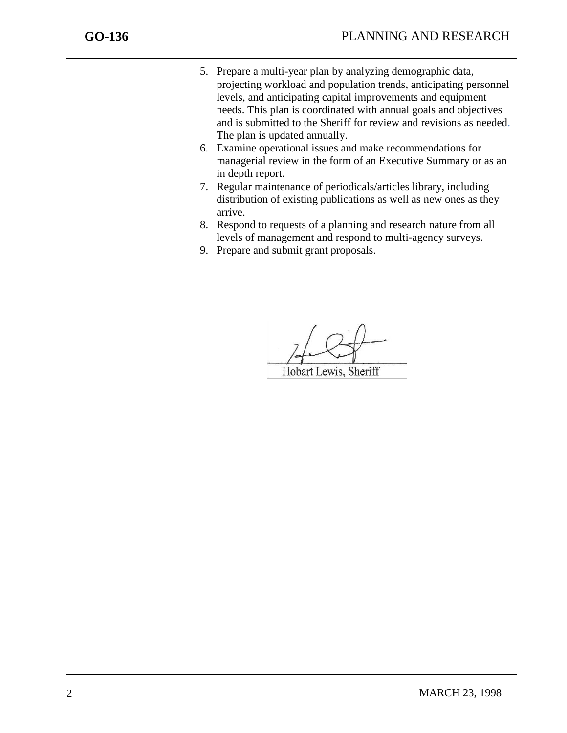5. Prepare a multi-year plan by analyzing demographic data, projecting workload and population trends, anticipating personnel levels, and anticipating capital improvements and equipment needs. This plan is coordinated with annual goals and objectives and is submitted to the Sheriff for review and revisions as needed. The plan is updated annually.
6. Examine operational issues and make recommendations for managerial review in the form of an Executive Summary or as an in depth report.
7. Regular maintenance of periodicals/articles library, including distribution of existing publications as well as new ones as they arrive.
8. Respond to requests of a planning and research nature from all levels of management and respond to multi-agency surveys.
9. Prepare and submit grant proposals.

Hobart Lewis, Sheriff